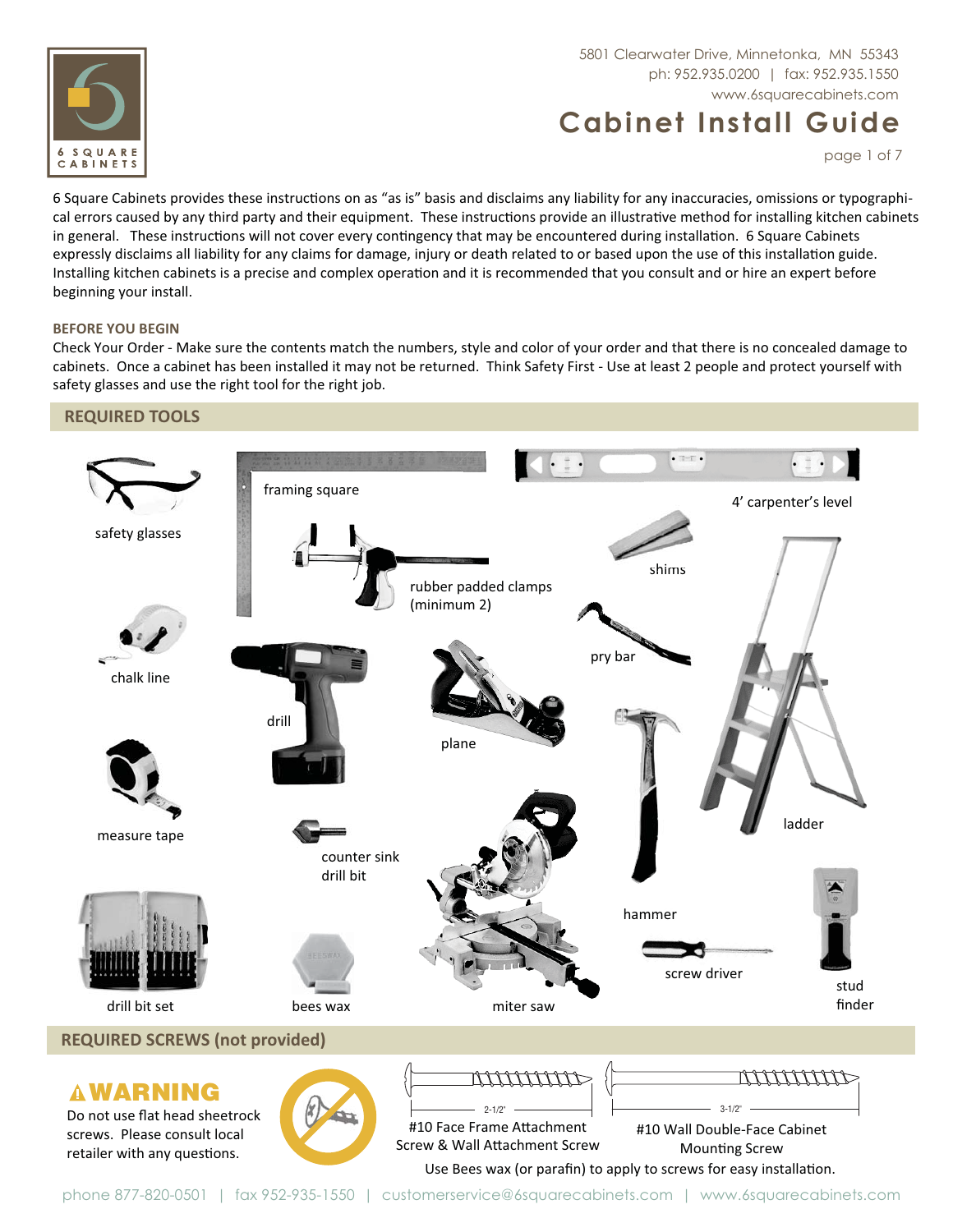5801 Clearwater Drive, Minnetonka, MN 55343
ph: 952.935.0200 | fax: 952.935.1550
www.6squarecabinets.com

# Cabinet Install Guide

6 Square Cabinets provides these instructions on as "as is" basis and disclaims any liability for any inaccuracies, omissions or typographical errors caused by any third party and their equipment. These instructions provide an illustrative method for installing kitchen cabinets in general. These instructions will not cover every contingency that may be encountered during installation. 6 Square Cabinets expressly disclaims all liability for any claims for damage, injury or death related to or based upon the use of this installation guide. Installing kitchen cabinets is a precise and complex operation and it is recommended that you consult and or hire an expert before beginning your install.

### BEFORE YOU BEGIN

Check Your Order - Make sure the contents match the numbers, style and color of your order and that there is no concealed damage to cabinets. Once a cabinet has been installed it may not be returned. Think Safety First - Use at least 2 people and protect yourself with safety glasses and use the right tool for the right job.

## REQUIRED TOOLS

- safety glasses
- framing square
- 4' carpenter's level
- rubber padded clamps (minimum 2)
- shims
- chalk line
- pry bar
- drill
- plane
- ladder
- measure tape
- counter sink drill bit
- hammer
- screw driver
- stud finder
- drill bit set
- bees wax
- miter saw

## REQUIRED SCREWS (not provided)

**⚠ WARNING**

Do not use flat head sheetrock screws. Please consult local retailer with any questions.

- 2-1/2" — #10 Face Frame Attachment Screw & Wall Attachment Screw
- 3-1/2" — #10 Wall Double-Face Cabinet Mounting Screw

Use Bees wax (or parafin) to apply to screws for easy installation.

phone 877-820-0501 | fax 952-935-1550 | customerservice@6squarecabinets.com | www.6squarecabinets.com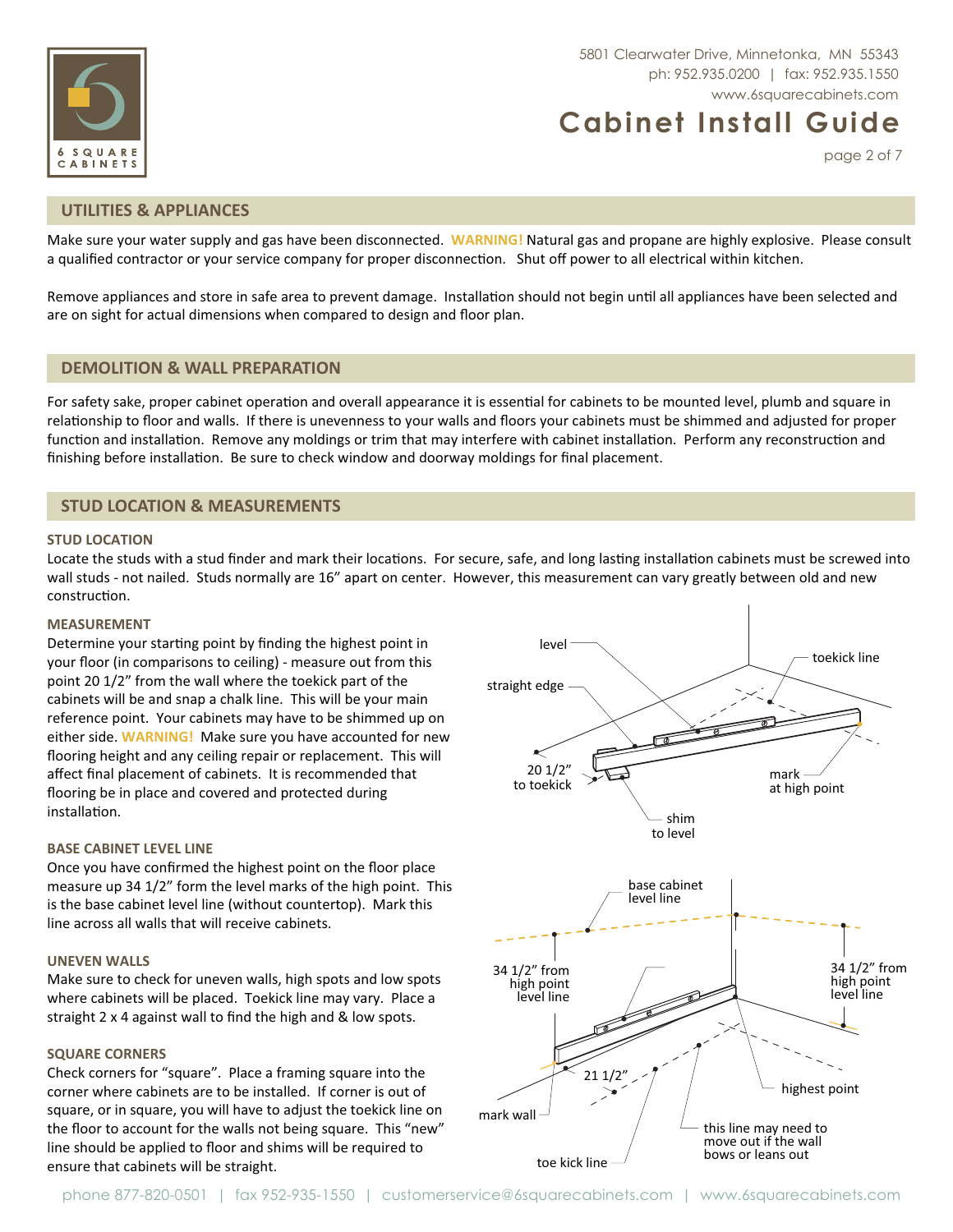## UTILITIES & APPLIANCES

Make sure your water supply and gas have been disconnected. **WARNING!** Natural gas and propane are highly explosive. Please consult a qualified contractor or your service company for proper disconnection. Shut off power to all electrical within kitchen.

Remove appliances and store in safe area to prevent damage. Installation should not begin until all appliances have been selected and are on sight for actual dimensions when compared to design and floor plan.

## DEMOLITION & WALL PREPARATION

For safety sake, proper cabinet operation and overall appearance it is essential for cabinets to be mounted level, plumb and square in relationship to floor and walls. If there is unevenness to your walls and floors your cabinets must be shimmed and adjusted for proper function and installation. Remove any moldings or trim that may interfere with cabinet installation. Perform any reconstruction and finishing before installation. Be sure to check window and doorway moldings for final placement.

## STUD LOCATION & MEASUREMENTS

### STUD LOCATION

Locate the studs with a stud finder and mark their locations. For secure, safe, and long lasting installation cabinets must be screwed into wall studs - not nailed. Studs normally are 16" apart on center. However, this measurement can vary greatly between old and new construction.

### MEASUREMENT

Determine your starting point by finding the highest point in your floor (in comparisons to ceiling) - measure out from this point 20 1/2" from the wall where the toekick part of the cabinets will be and snap a chalk line. This will be your main reference point. Your cabinets may have to be shimmed up on either side. **WARNING!** Make sure you have accounted for new flooring height and any ceiling repair or replacement. This will affect final placement of cabinets. It is recommended that flooring be in place and covered and protected during installation.

### BASE CABINET LEVEL LINE

Once you have confirmed the highest point on the floor place measure up 34 1/2" form the level marks of the high point. This is the base cabinet level line (without countertop). Mark this line across all walls that will receive cabinets.

### UNEVEN WALLS

Make sure to check for uneven walls, high spots and low spots where cabinets will be placed. Toekick line may vary. Place a straight 2 x 4 against wall to find the high & low spots.

### SQUARE CORNERS

Check corners for "square". Place a framing square into the corner where cabinets are to be installed. If corner is out of square, or in square, you will have to adjust the toekick line on the floor to account for the walls not being square. This "new" line should be applied to floor and shims will be required to ensure that cabinets will be straight.

level | toekick line | straight edge | 20 1/2" to toekick | mark at high point | shim to level

base cabinet level line | 34 1/2" from high point level line | 34 1/2" from high point level line | 21 1/2" | highest point | mark wall | this line may need to move out if the wall bows or leans out | toe kick line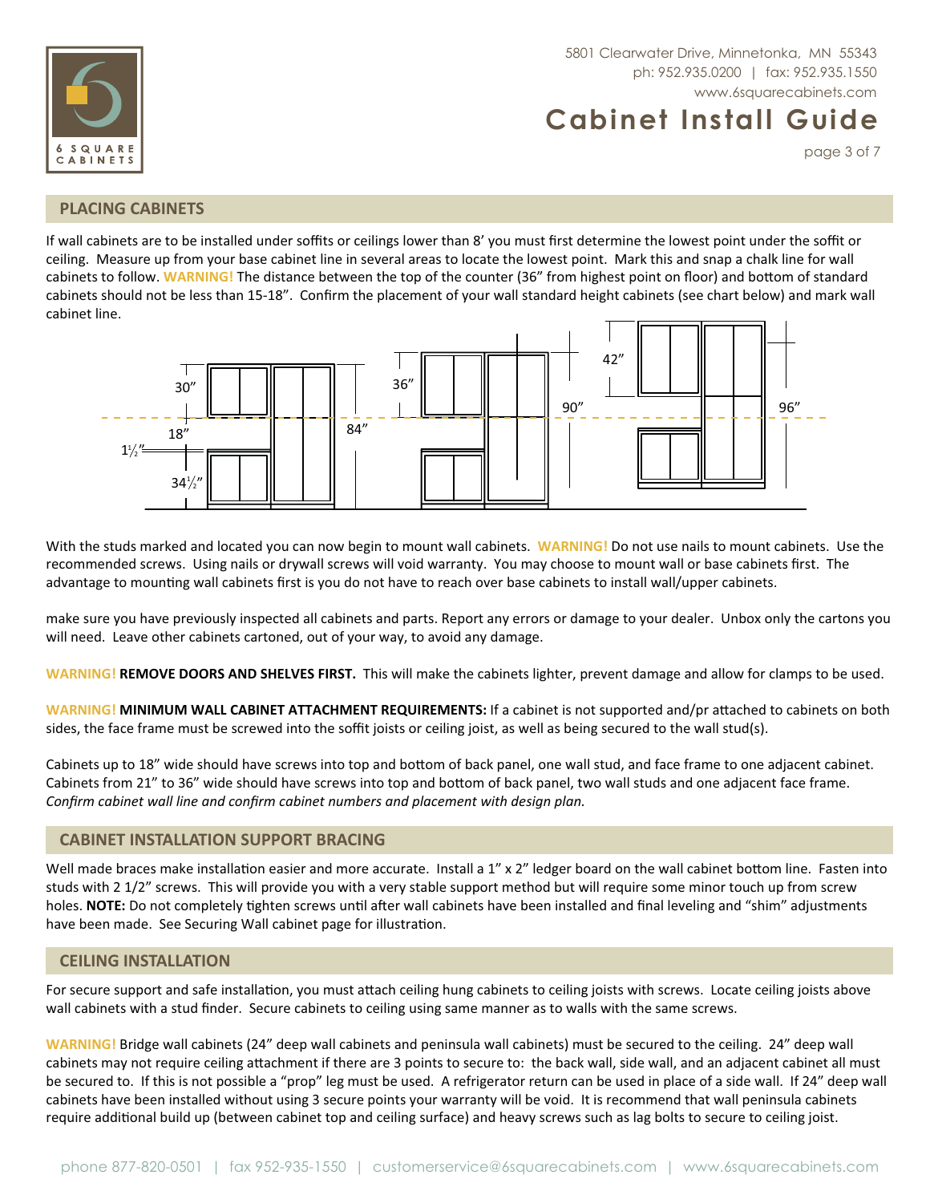## PLACING CABINETS

If wall cabinets are to be installed under soffits or ceilings lower than 8' you must first determine the lowest point under the soffit or ceiling. Measure up from your base cabinet line in several areas to locate the lowest point. Mark this and snap a chalk line for wall cabinets to follow. **WARNING!** The distance between the top of the counter (36" from highest point on floor) and bottom of standard cabinets should not be less than 15-18". Confirm the placement of your wall standard height cabinets (see chart below) and mark wall cabinet line.

With the studs marked and located you can now begin to mount wall cabinets. **WARNING!** Do not use nails to mount cabinets. Use the recommended screws. Using nails or drywall screws will void warranty. You may choose to mount wall or base cabinets first. The advantage to mounting wall cabinets first is you do not have to reach over base cabinets to install wall/upper cabinets.

make sure you have previously inspected all cabinets and parts. Report any errors or damage to your dealer. Unbox only the cartons you will need. Leave other cabinets cartoned, out of your way, to avoid any damage.

**WARNING! REMOVE DOORS AND SHELVES FIRST.** This will make the cabinets lighter, prevent damage and allow for clamps to be used.

**WARNING! MINIMUM WALL CABINET ATTACHMENT REQUIREMENTS:** If a cabinet is not supported and/pr attached to cabinets on both sides, the face frame must be screwed into the soffit joists or ceiling joist, as well as being secured to the wall stud(s).

Cabinets up to 18" wide should have screws into top and bottom of back panel, one wall stud, and face frame to one adjacent cabinet. Cabinets from 21" to 36" wide should have screws into top and bottom of back panel, two wall studs and one adjacent face frame. *Confirm cabinet wall line and confirm cabinet numbers and placement with design plan.*

## CABINET INSTALLATION SUPPORT BRACING

Well made braces make installation easier and more accurate. Install a 1" x 2" ledger board on the wall cabinet bottom line. Fasten into studs with 2 1/2" screws. This will provide you with a very stable support method but will require some minor touch up from screw holes. **NOTE:** Do not completely tighten screws until after wall cabinets have been installed and final leveling and "shim" adjustments have been made. See Securing Wall cabinet page for illustration.

## CEILING INSTALLATION

For secure support and safe installation, you must attach ceiling hung cabinets to ceiling joists with screws. Locate ceiling joists above wall cabinets with a stud finder. Secure cabinets to ceiling using same manner as to walls with the same screws.

**WARNING!** Bridge wall cabinets (24" deep wall cabinets and peninsula wall cabinets) must be secured to the ceiling. 24" deep wall cabinets may not require ceiling attachment if there are 3 points to secure to: the back wall, side wall, and an adjacent cabinet all must be secured to. If this is not possible a "prop" leg must be used. A refrigerator return can be used in place of a side wall. If 24" deep wall cabinets have been installed without using 3 secure points your warranty will be void. It is recommend that wall peninsula cabinets require additional build up (between cabinet top and ceiling surface) and heavy screws such as lag bolts to secure to ceiling joist.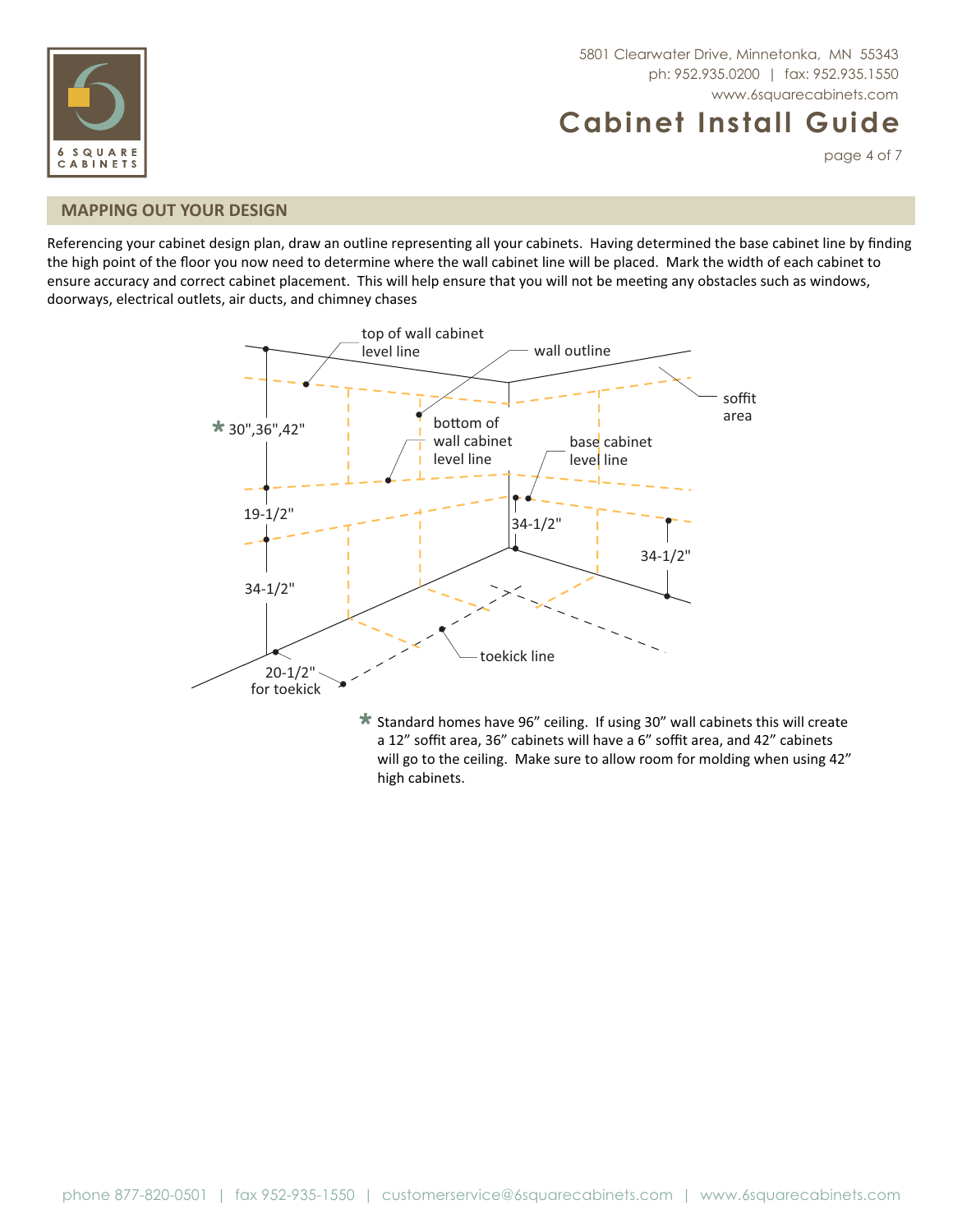## MAPPING OUT YOUR DESIGN

Referencing your cabinet design plan, draw an outline representing all your cabinets. Having determined the base cabinet line by finding the high point of the floor you now need to determine where the wall cabinet line will be placed. Mark the width of each cabinet to ensure accuracy and correct cabinet placement. This will help ensure that you will not be meeting any obstacles such as windows, doorways, electrical outlets, air ducts, and chimney chases

top of wall cabinet level line

wall outline

soffit area

* 30",36",42"

bottom of wall cabinet level line

base cabinet level line

19-1/2"

34-1/2"

34-1/2"

34-1/2"

20-1/2" for toekick

toekick line

* Standard homes have 96" ceiling. If using 30" wall cabinets this will create a 12" soffit area, 36" cabinets will have a 6" soffit area, and 42" cabinets will go to the ceiling. Make sure to allow room for molding when using 42" high cabinets.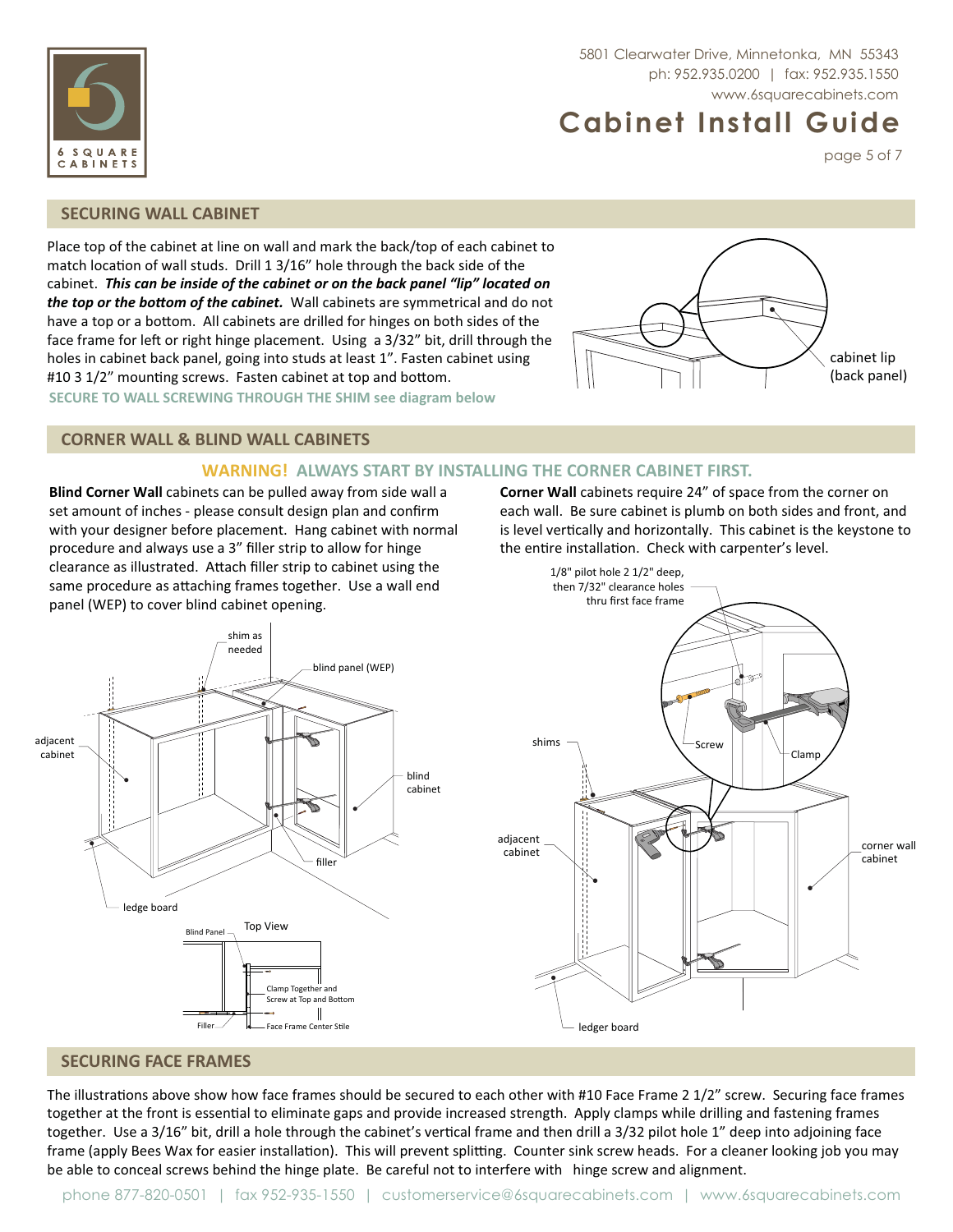## SECURING WALL CABINET

Place top of the cabinet at line on wall and mark the back/top of each cabinet to match location of wall studs. Drill 1 3/16" hole through the back side of the cabinet. ***This can be inside of the cabinet or on the back panel "lip" located on the top or the bottom of the cabinet.*** Wall cabinets are symmetrical and do not have a top or a bottom. All cabinets are drilled for hinges on both sides of the face frame for left or right hinge placement. Using a 3/32" bit, drill through the holes in cabinet back panel, going into studs at least 1". Fasten cabinet using #10 3 1/2" mounting screws. Fasten cabinet at top and bottom.

**SECURE TO WALL SCREWING THROUGH THE SHIM see diagram below**

cabinet lip (back panel)

## CORNER WALL & BLIND WALL CABINETS

**WARNING! ALWAYS START BY INSTALLING THE CORNER CABINET FIRST.**

**Blind Corner Wall** cabinets can be pulled away from side wall a set amount of inches - please consult design plan and confirm with your designer before placement. Hang cabinet with normal procedure and always use a 3" filler strip to allow for hinge clearance as illustrated. Attach filler strip to cabinet using the same procedure as attaching frames together. Use a wall end panel (WEP) to cover blind cabinet opening.

shim as needed; blind panel (WEP); adjacent cabinet; blind cabinet; filler; ledge board

Top View: Blind Panel; Clamp Together and Screw at Top and Bottom; Filler; Face Frame Center Stile

**Corner Wall** cabinets require 24" of space from the corner on each wall. Be sure cabinet is plumb on both sides and front, and is level vertically and horizontally. This cabinet is the keystone to the entire installation. Check with carpenter's level.

1/8" pilot hole 2 1/2" deep, then 7/32" clearance holes thru first face frame; Screw; Clamp; shims; adjacent cabinet; corner wall cabinet; ledge board

## SECURING FACE FRAMES

The illustrations above show how face frames should be secured to each other with #10 Face Frame 2 1/2" screw. Securing face frames together at the front is essential to eliminate gaps and provide increased strength. Apply clamps while drilling and fastening frames together. Use a 3/16" bit, drill a hole through the cabinet's vertical frame and then drill a 3/32 pilot hole 1" deep into adjoining face frame (apply Bees Wax for easier installation). This will prevent splitting. Counter sink screw heads. For a cleaner looking job you may be able to conceal screws behind the hinge plate. Be careful not to interfere with hinge screw and alignment.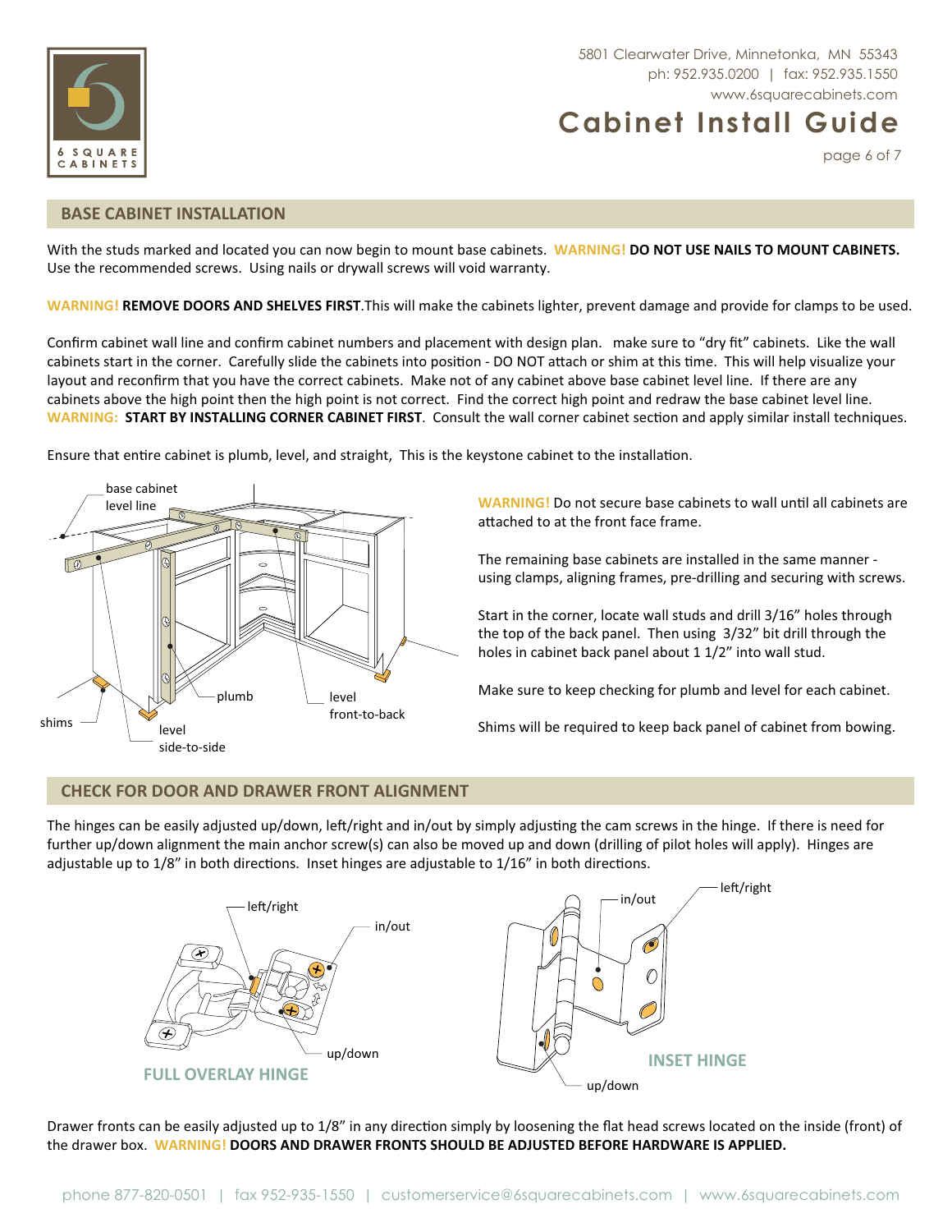## BASE CABINET INSTALLATION

With the studs marked and located you can now begin to mount base cabinets. **WARNING! DO NOT USE NAILS TO MOUNT CABINETS.** Use the recommended screws. Using nails or drywall screws will void warranty.

**WARNING! REMOVE DOORS AND SHELVES FIRST**.This will make the cabinets lighter, prevent damage and provide for clamps to be used.

Confirm cabinet wall line and confirm cabinet numbers and placement with design plan. make sure to “dry fit” cabinets. Like the wall cabinets start in the corner. Carefully slide the cabinets into position - DO NOT attach or shim at this time. This will help visualize your layout and reconfirm that you have the correct cabinets. Make not of any cabinet above base cabinet level line. If there are any cabinets above the high point then the high point is not correct. Find the correct high point and redraw the base cabinet level line. **WARNING: START BY INSTALLING CORNER CABINET FIRST**. Consult the wall corner cabinet section and apply similar install techniques.

Ensure that entire cabinet is plumb, level, and straight, This is the keystone cabinet to the installation.

base cabinet level line

shims

level side-to-side

plumb

level front-to-back

**WARNING!** Do not secure base cabinets to wall until all cabinets are attached to at the front face frame.

The remaining base cabinets are installed in the same manner - using clamps, aligning frames, pre-drilling and securing with screws.

Start in the corner, locate wall studs and drill 3/16” holes through the top of the back panel. Then using 3/32” bit drill through the holes in cabinet back panel about 1 1/2” into wall stud.

Make sure to keep checking for plumb and level for each cabinet.

Shims will be required to keep back panel of cabinet from bowing.

## CHECK FOR DOOR AND DRAWER FRONT ALIGNMENT

The hinges can be easily adjusted up/down, left/right and in/out by simply adjusting the cam screws in the hinge. If there is need for further up/down alignment the main anchor screw(s) can also be moved up and down (drilling of pilot holes will apply). Hinges are adjustable up to 1/8” in both directions. Inset hinges are adjustable to 1/16” in both directions.

left/right

in/out

up/down

**FULL OVERLAY HINGE**

in/out

left/right

up/down

**INSET HINGE**

Drawer fronts can be easily adjusted up to 1/8” in any direction simply by loosening the flat head screws located on the inside (front) of the drawer box. **WARNING! DOORS AND DRAWER FRONTS SHOULD BE ADJUSTED BEFORE HARDWARE IS APPLIED.**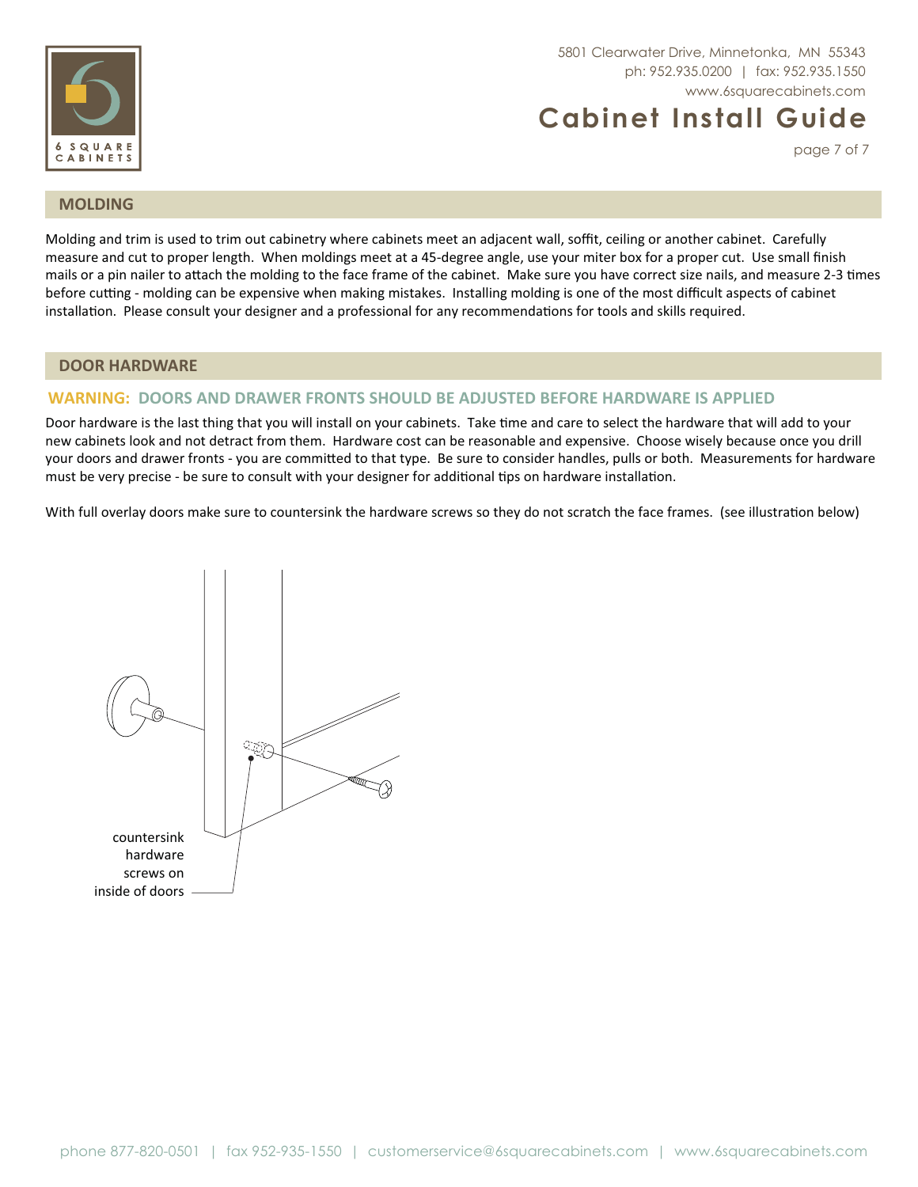## MOLDING

Molding and trim is used to trim out cabinetry where cabinets meet an adjacent wall, soffit, ceiling or another cabinet. Carefully measure and cut to proper length. When moldings meet at a 45-degree angle, use your miter box for a proper cut. Use small finish mails or a pin nailer to attach the molding to the face frame of the cabinet. Make sure you have correct size nails, and measure 2-3 times before cutting - molding can be expensive when making mistakes. Installing molding is one of the most difficult aspects of cabinet installation. Please consult your designer and a professional for any recommendations for tools and skills required.

## DOOR HARDWARE

### WARNING: DOORS AND DRAWER FRONTS SHOULD BE ADJUSTED BEFORE HARDWARE IS APPLIED

Door hardware is the last thing that you will install on your cabinets. Take time and care to select the hardware that will add to your new cabinets look and not detract from them. Hardware cost can be reasonable and expensive. Choose wisely because once you drill your doors and drawer fronts - you are committed to that type. Be sure to consider handles, pulls or both. Measurements for hardware must be very precise - be sure to consult with your designer for additional tips on hardware installation.

With full overlay doors make sure to countersink the hardware screws so they do not scratch the face frames. (see illustration below)

countersink hardware screws on inside of doors